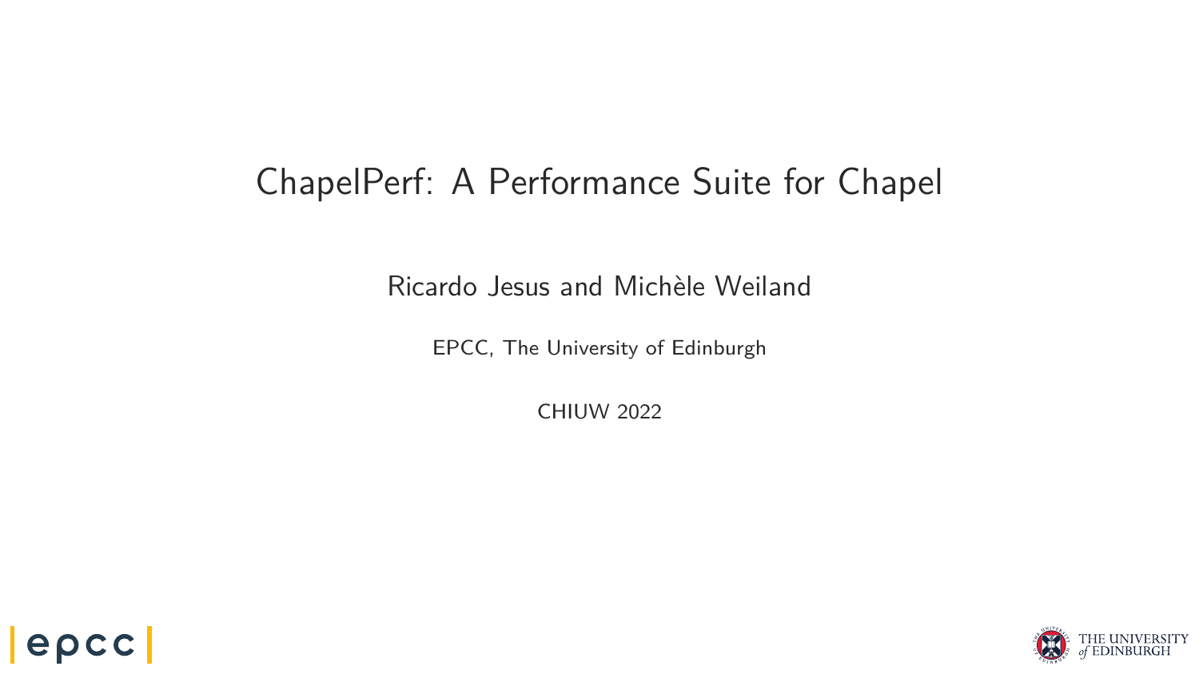# ChapelPerf: A Performance Suite for Chapel

Ricardo Jesus and Michèle Weiland

EPCC, The University of Edinburgh

CHIUW 2022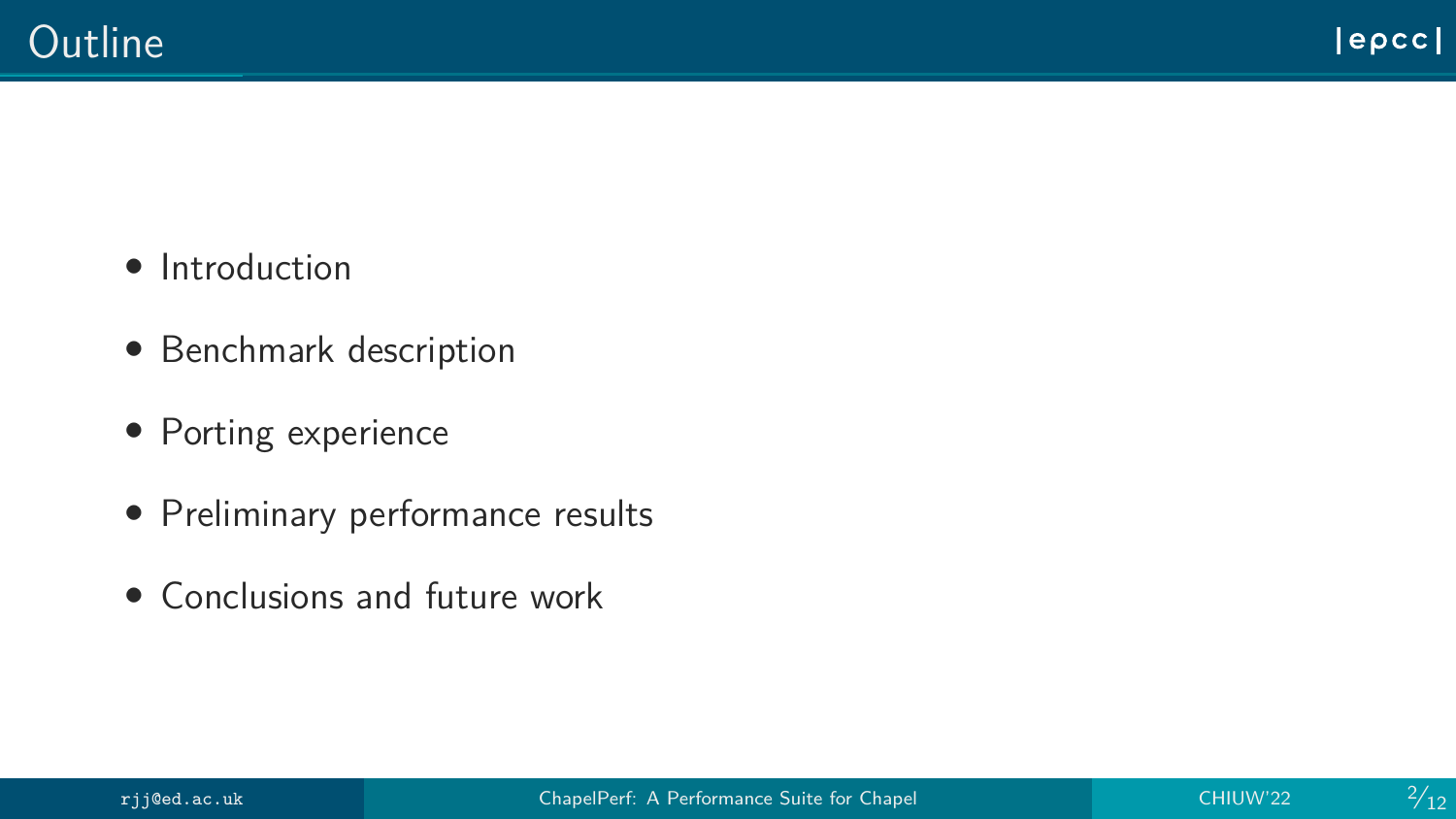# Outline

- Introduction
- Benchmark description
- Porting experience
- Preliminary performance results
- Conclusions and future work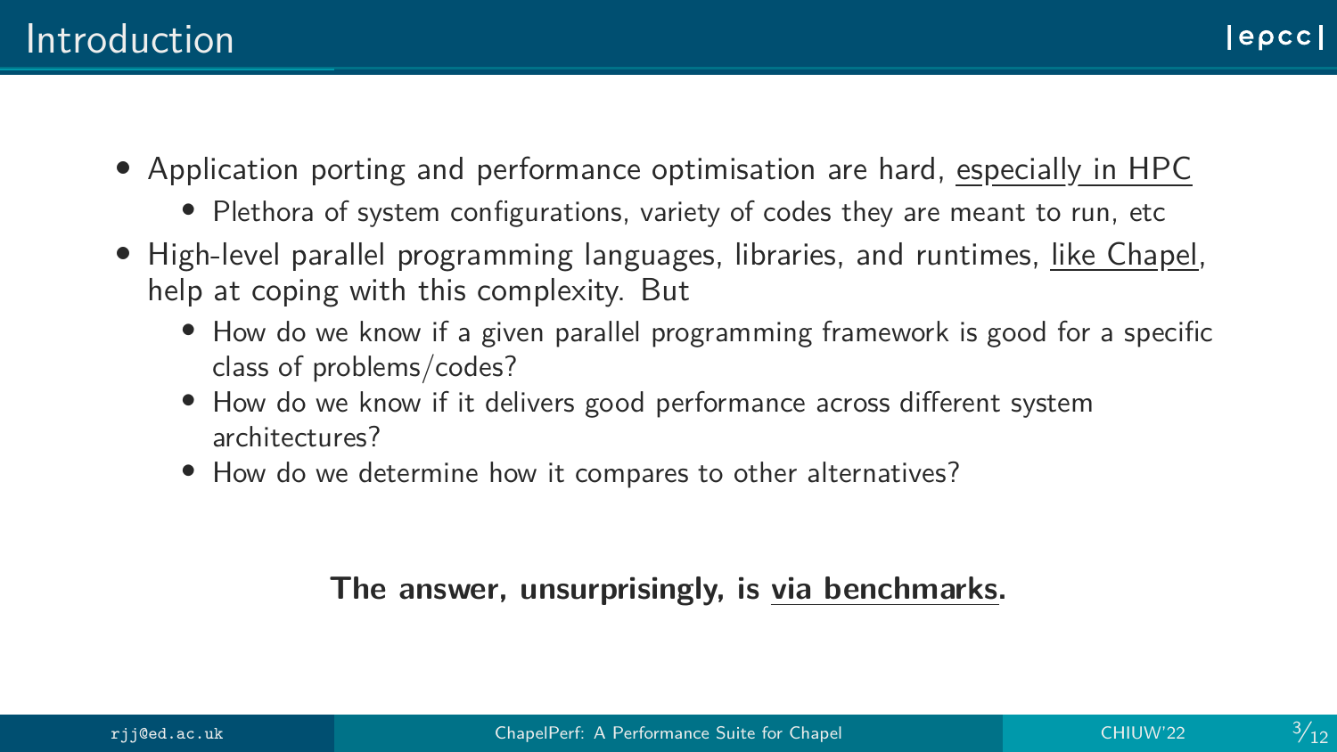# Introduction

- Application porting and performance optimisation are hard, especially in HPC
  - Plethora of system configurations, variety of codes they are meant to run, etc
- High-level parallel programming languages, libraries, and runtimes, like Chapel, help at coping with this complexity. But
  - How do we know if a given parallel programming framework is good for a specific class of problems/codes?
  - How do we know if it delivers good performance across different system architectures?
  - How do we determine how it compares to other alternatives?

**The answer, unsurprisingly, is via benchmarks.**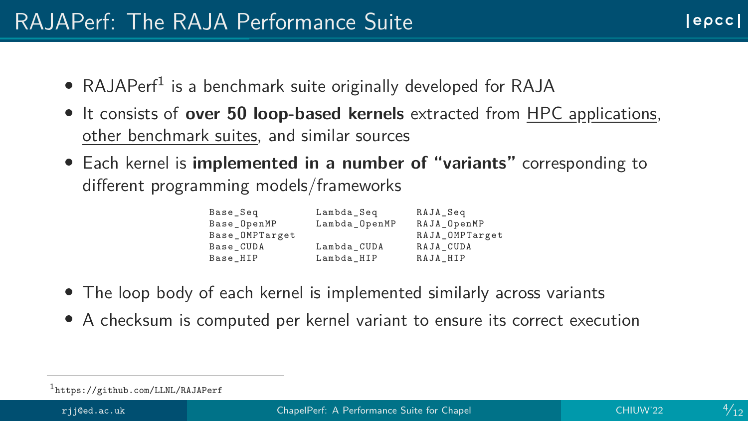# RAJAPerf: The RAJA Performance Suite

- RAJAPerf[1] is a benchmark suite originally developed for RAJA
- It consists of **over 50 loop-based kernels** extracted from HPC applications, other benchmark suites, and similar sources
- Each kernel is **implemented in a number of "variants"** corresponding to different programming models/frameworks

```
Base_Seq          Lambda_Seq        RAJA_Seq
Base_OpenMP       Lambda_OpenMP     RAJA_OpenMP
Base_OMPTarget                      RAJA_OMPTarget
Base_CUDA         Lambda_CUDA       RAJA_CUDA
Base_HIP          Lambda_HIP        RAJA_HIP
```

- The loop body of each kernel is implemented similarly across variants
- A checksum is computed per kernel variant to ensure its correct execution

[1] https://github.com/LLNL/RAJAPerf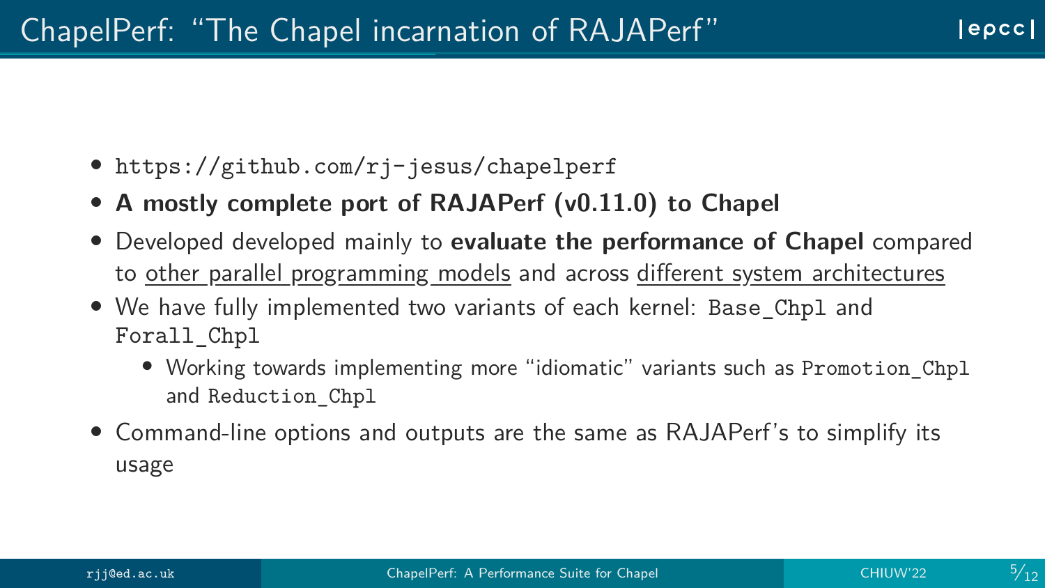# ChapelPerf: "The Chapel incarnation of RAJAPerf"

- `https://github.com/rj-jesus/chapelperf`
- **A mostly complete port of RAJAPerf (v0.11.0) to Chapel**
- Developed developed mainly to **evaluate the performance of Chapel** compared to <u>other parallel programming models</u> and across <u>different system architectures</u>
- We have fully implemented two variants of each kernel: `Base_Chpl` and `Forall_Chpl`
  - Working towards implementing more "idiomatic" variants such as `Promotion_Chpl` and `Reduction_Chpl`
- Command-line options and outputs are the same as RAJAPerf's to simplify its usage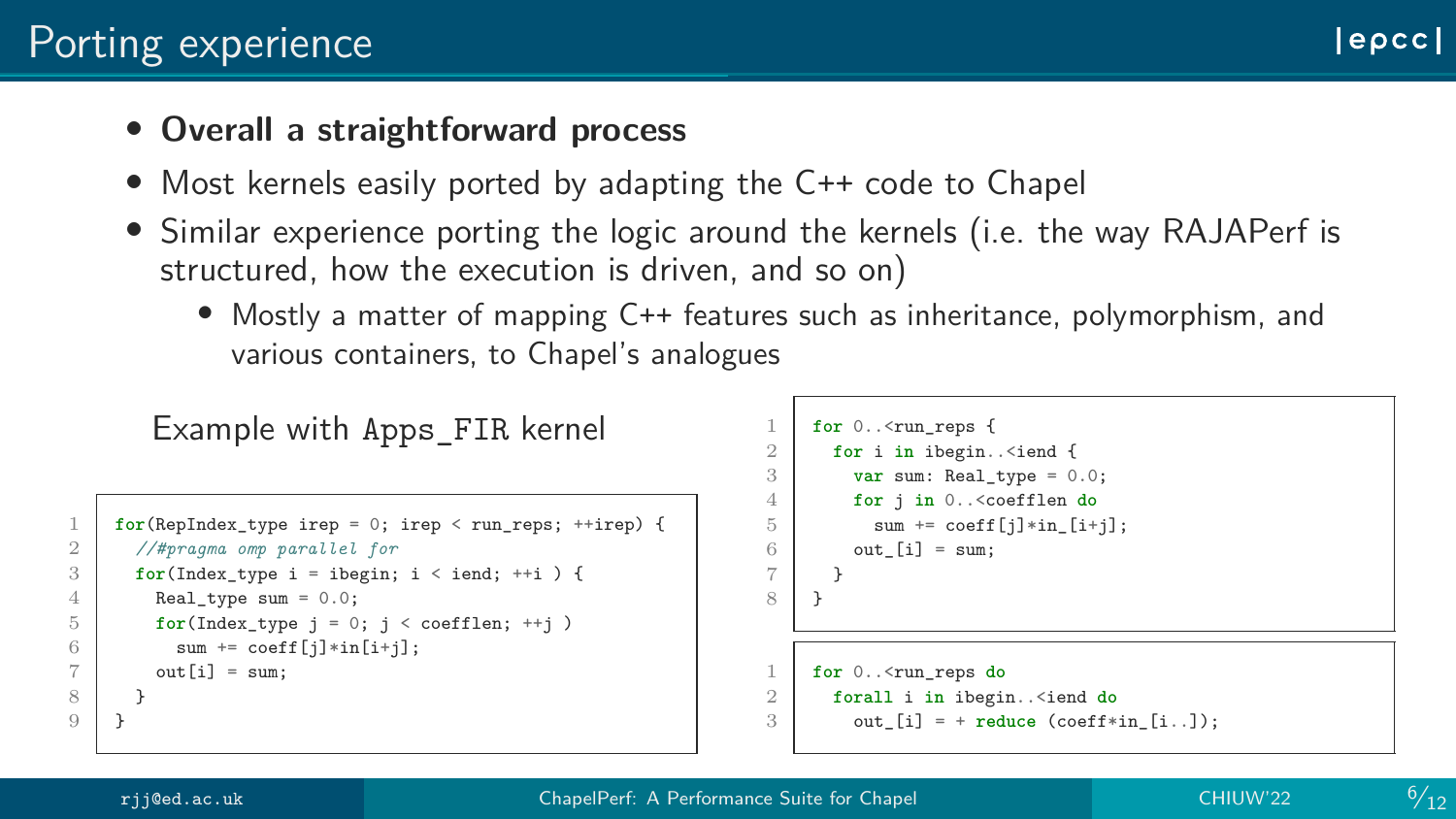# Porting experience

- **Overall a straightforward process**
- Most kernels easily ported by adapting the C++ code to Chapel
- Similar experience porting the logic around the kernels (i.e. the way RAJAPerf is structured, how the execution is driven, and so on)
  - Mostly a matter of mapping C++ features such as inheritance, polymorphism, and various containers, to Chapel's analogues

Example with `Apps_FIR` kernel

```
for(RepIndex_type irep = 0; irep < run_reps; ++irep) {
  //#pragma omp parallel for
  for(Index_type i = ibegin; i < iend; ++i ) {
    Real_type sum = 0.0;
    for(Index_type j = 0; j < coefflen; ++j )
      sum += coeff[j]*in[i+j];
    out[i] = sum;
  }
}
```

```
for 0..<run_reps {
  for i in ibegin..<iend {
    var sum: Real_type = 0.0;
    for j in 0..<coefflen do
      sum += coeff[j]*in_[i+j];
    out_[i] = sum;
  }
}
```

```
for 0..<run_reps do
  forall i in ibegin..<iend do
    out_[i] = + reduce (coeff*in_[i..]);
```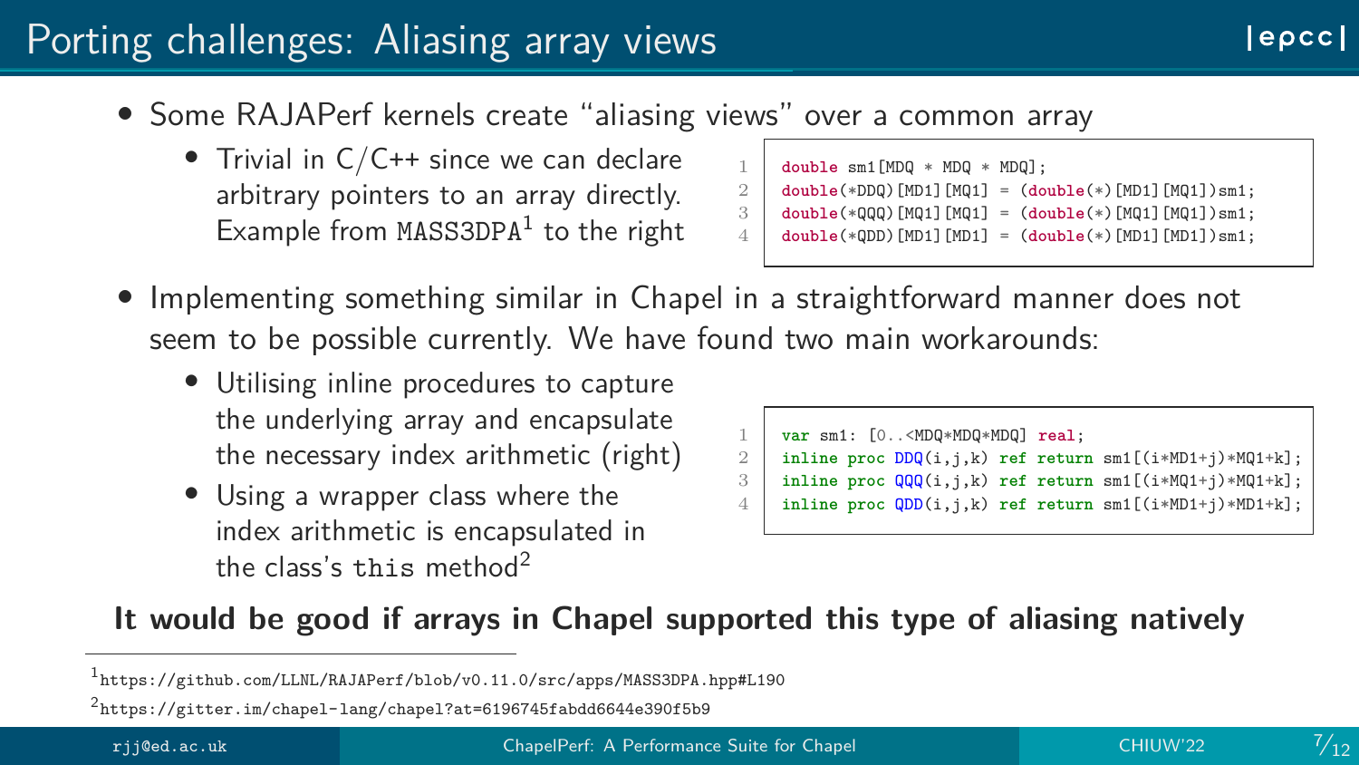# Porting challenges: Aliasing array views

- Some RAJAPerf kernels create "aliasing views" over a common array
  - Trivial in C/C++ since we can declare arbitrary pointers to an array directly. Example from `MASS3DPA`[1] to the right

```
double sm1[MDQ * MDQ * MDQ];
double(*DDQ)[MD1][MQ1] = (double(*)[MD1][MQ1])sm1;
double(*QQQ)[MQ1][MQ1] = (double(*)[MQ1][MQ1])sm1;
double(*QDD)[MD1][MD1] = (double(*)[MD1][MD1])sm1;
```

- Implementing something similar in Chapel in a straightforward manner does not seem to be possible currently. We have found two main workarounds:
  - Utilising inline procedures to capture the underlying array and encapsulate the necessary index arithmetic (right)
  - Using a wrapper class where the index arithmetic is encapsulated in the class's `this` method[2]

```
var sm1: [0..<MDQ*MDQ*MDQ] real;
inline proc DDQ(i,j,k) ref return sm1[(i*MD1+j)*MQ1+k];
inline proc QQQ(i,j,k) ref return sm1[(i*MQ1+j)*MQ1+k];
inline proc QDD(i,j,k) ref return sm1[(i*MD1+j)*MD1+k];
```

**It would be good if arrays in Chapel supported this type of aliasing natively**

[1] https://github.com/LLNL/RAJAPerf/blob/v0.11.0/src/apps/MASS3DPA.hpp#L190

[2] https://gitter.im/chapel-lang/chapel?at=6196745fabdd6644e390f5b9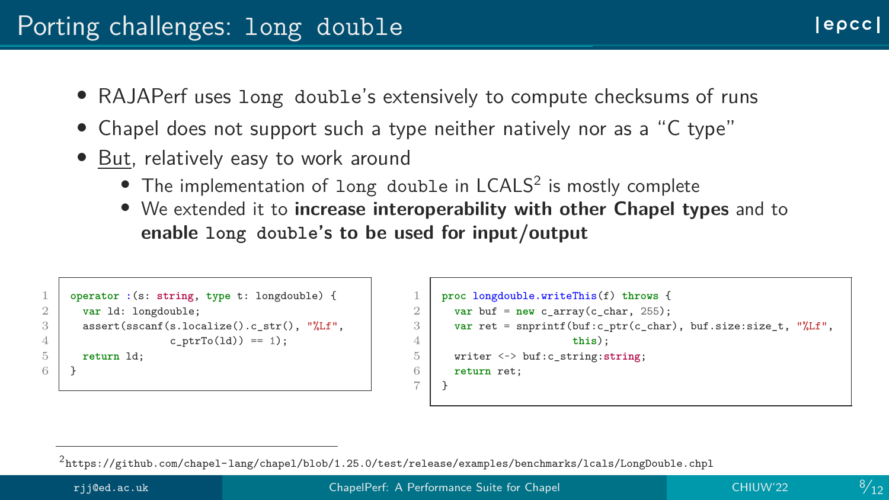# Porting challenges: `long double`

- RAJAPerf uses `long double`'s extensively to compute checksums of runs
- Chapel does not support such a type neither natively nor as a "C type"
- But, relatively easy to work around
  - The implementation of `long double` in LCALS[2] is mostly complete
  - We extended it to **increase interoperability with other Chapel types** and to **enable `long double`'s to be used for input/output**

```
operator :(s: string, type t: longdouble) {
  var ld: longdouble;
  assert(sscanf(s.localize().c_str(), "%Lf",
                c_ptrTo(ld)) == 1);
  return ld;
}
```

```
proc longdouble.writeThis(f) throws {
  var buf = new c_array(c_char, 255);
  var ret = snprintf(buf:c_ptr(c_char), buf.size:size_t, "%Lf",
                     this);
  writer <~> buf:c_string:string;
  return ret;
}
```

[2] https://github.com/chapel-lang/chapel/blob/1.25.0/test/release/examples/benchmarks/lcals/LongDouble.chpl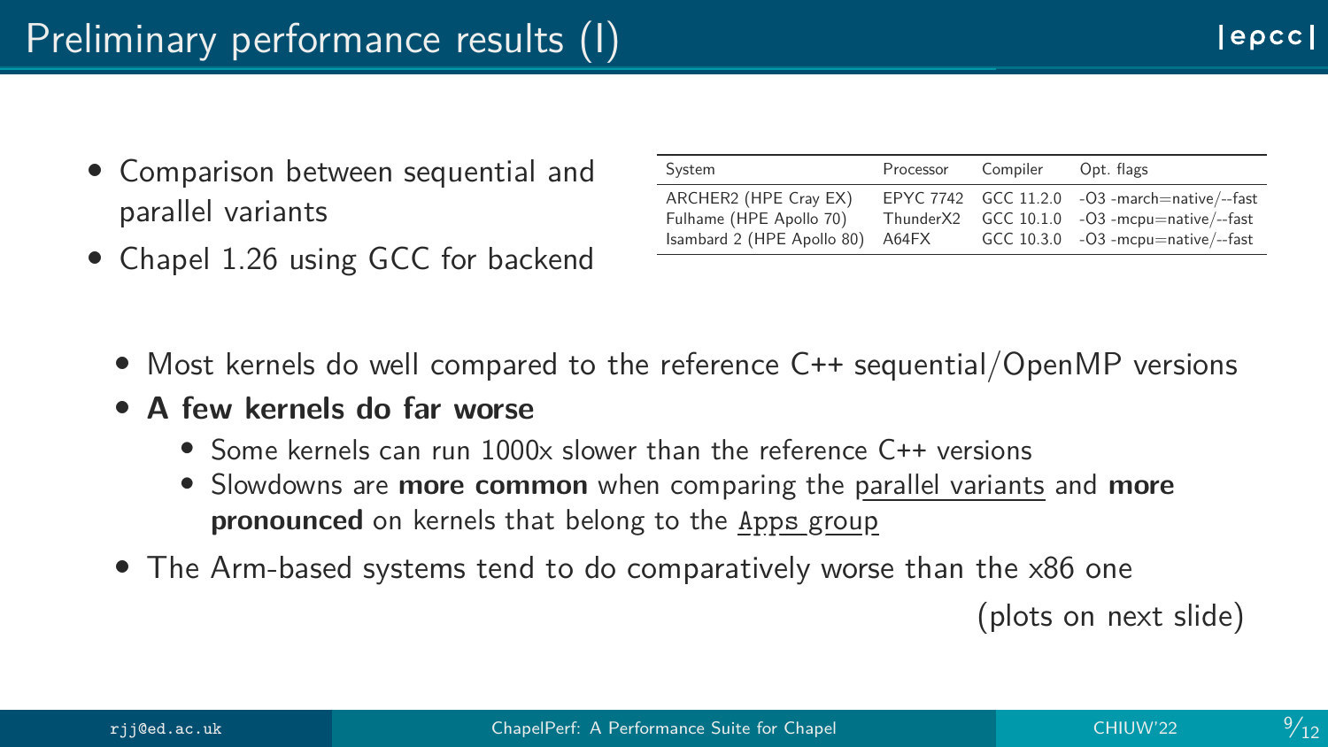# Preliminary performance results (I)

- Comparison between sequential and parallel variants
- Chapel 1.26 using GCC for backend

| System | Processor | Compiler | Opt. flags |
|---|---|---|---|
| ARCHER2 (HPE Cray EX) | EPYC 7742 | GCC 11.2.0 | -O3 -march=native/--fast |
| Fulhame (HPE Apollo 70) | ThunderX2 | GCC 10.1.0 | -O3 -mcpu=native/--fast |
| Isambard 2 (HPE Apollo 80) | A64FX | GCC 10.3.0 | -O3 -mcpu=native/--fast |

- Most kernels do well compared to the reference C++ sequential/OpenMP versions
- **A few kernels do far worse**
  - Some kernels can run 1000x slower than the reference C++ versions
  - Slowdowns are **more common** when comparing the parallel variants and **more pronounced** on kernels that belong to the `Apps group`
- The Arm-based systems tend to do comparatively worse than the x86 one

(plots on next slide)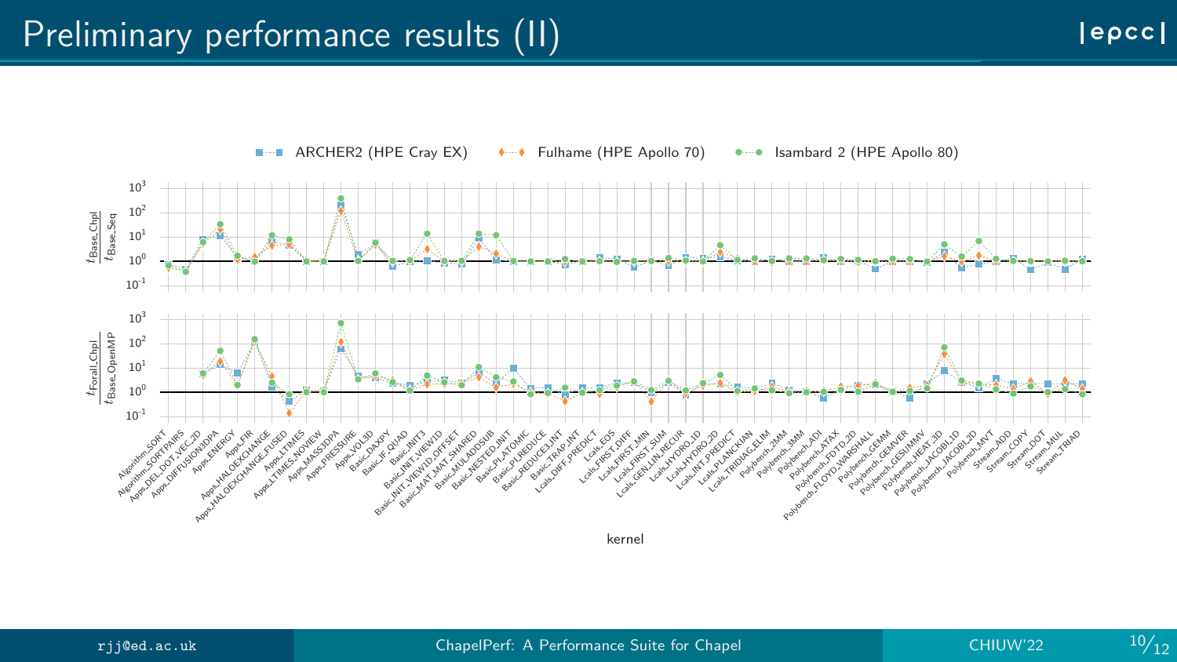# Preliminary performance results (II)

ARCHER2 (HPE Cray EX) · Fulhame (HPE Apollo 70) · Isambard 2 (HPE Apollo 80)

Top panel y-axis: $\frac{t_{\text{Base\_Chpl}}}{t_{\text{Base\_Seq}}}$ (log scale, $10^{-1}$ to $10^{3}$)

Bottom panel y-axis: $\frac{t_{\text{Forall\_Chpl}}}{t_{\text{Base\_OpenMP}}}$ (log scale, $10^{-1}$ to $10^{3}$)

x-axis: kernel

Algorithm_SORT, Algorithm_SORTPAIRS, Apps_DEL_DOT_VEC_2D, Apps_DIFFUSION3DPA, Apps_ENERGY, Apps_FIR, Apps_HALOEXCHANGE, Apps_HALOEXCHANGE_FUSED, Apps_LTIMES, Apps_LTIMES_NOVIEW, Apps_MASS3DPA, Apps_PRESSURE, Apps_VOL3D, Basic_DAXPY, Basic_IF_QUAD, Basic_INIT3, Basic_INIT_VIEW1D, Basic_INIT_VIEW1D_OFFSET, Basic_MAT_MAT_SHARED, Basic_MULADDSUB, Basic_NESTED_INIT, Basic_PI_ATOMIC, Basic_PI_REDUCE, Basic_REDUCE3_INT, Basic_TRAP_INT, Lcals_DIFF_PREDICT, Lcals_EOS, Lcals_FIRST_DIFF, Lcals_FIRST_MIN, Lcals_FIRST_SUM, Lcals_GEN_LIN_RECUR, Lcals_HYDRO_1D, Lcals_HYDRO_2D, Lcals_INT_PREDICT, Lcals_PLANCKIAN, Lcals_TRIDIAG_ELIM, Polybench_2MM, Polybench_3MM, Polybench_ADI, Polybench_ATAX, Polybench_FDTD_2D, Polybench_FLOYD_WARSHALL, Polybench_GEMM, Polybench_GEMVER, Polybench_GESUMMV, Polybench_HEAT_3D, Polybench_JACOBI_1D, Polybench_JACOBI_2D, Polybench_MVT, Stream_ADD, Stream_COPY, Stream_DOT, Stream_MUL, Stream_TRIAD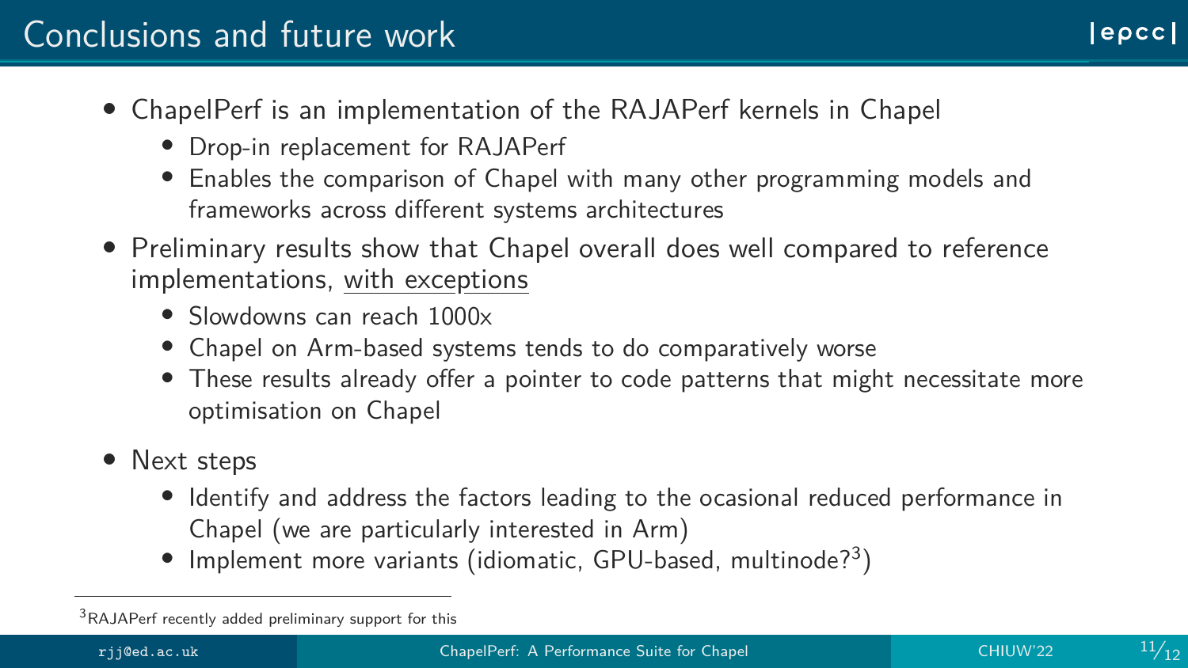# Conclusions and future work

- ChapelPerf is an implementation of the RAJAPerf kernels in Chapel
  - Drop-in replacement for RAJAPerf
  - Enables the comparison of Chapel with many other programming models and frameworks across different systems architectures
- Preliminary results show that Chapel overall does well compared to reference implementations, <u>with exceptions</u>
  - Slowdowns can reach 1000x
  - Chapel on Arm-based systems tends to do comparatively worse
  - These results already offer a pointer to code patterns that might necessitate more optimisation on Chapel
- Next steps
  - Identify and address the factors leading to the ocasional reduced performance in Chapel (we are particularly interested in Arm)
  - Implement more variants (idiomatic, GPU-based, multinode?[3])

[3] RAJAPerf recently added preliminary support for this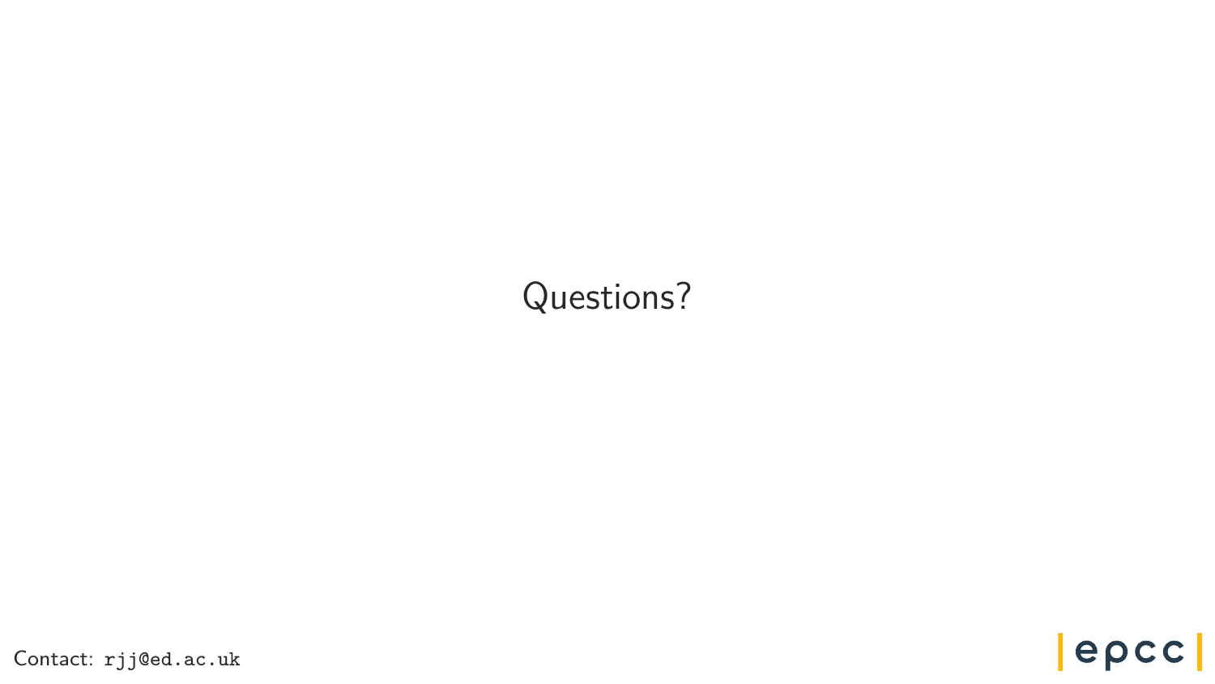Questions?

Contact: `rjj@ed.ac.uk`

epcc